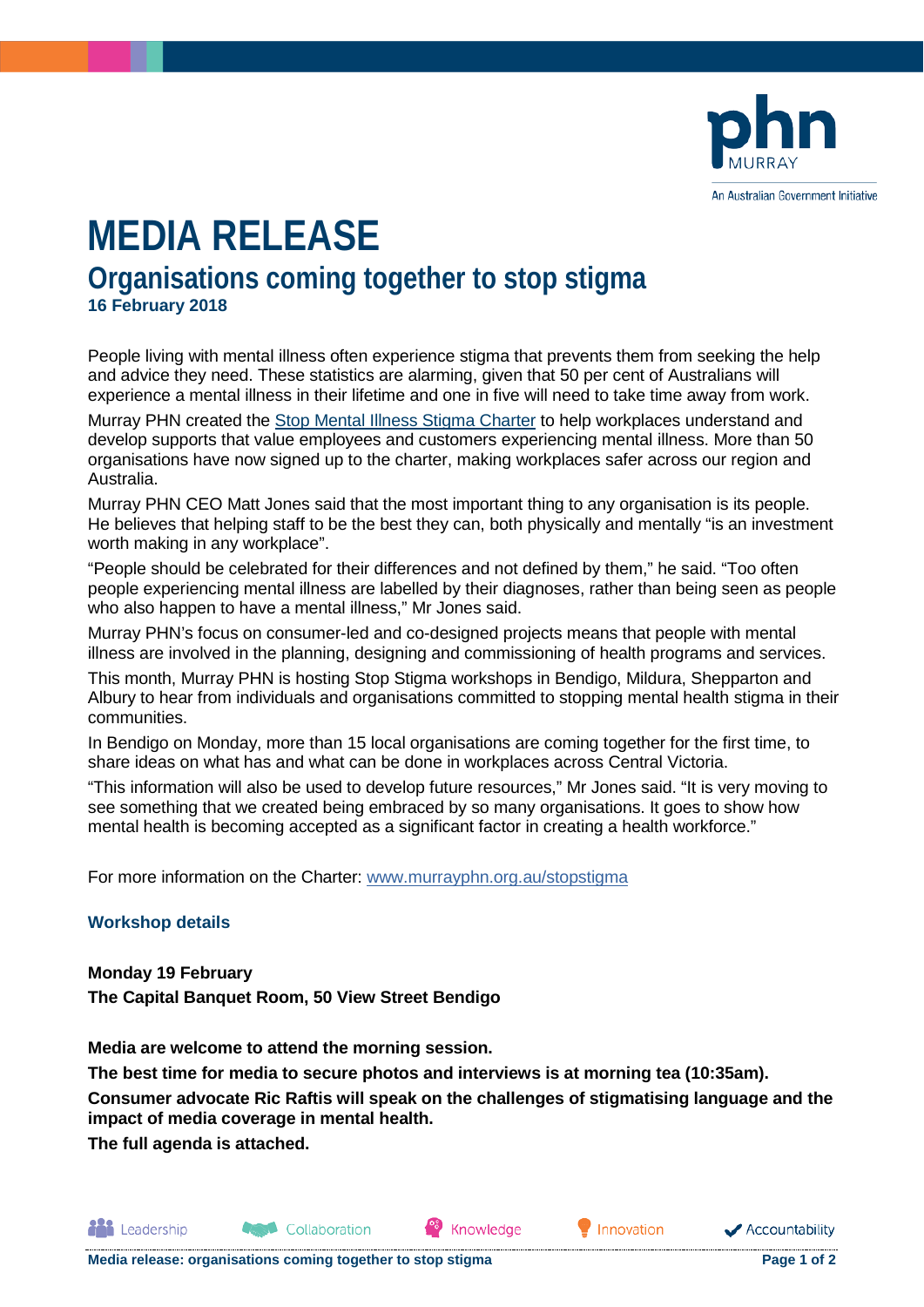# MEDIA RELEASE

## Organisations coming together to stop stigma

**16 February 2018**

People living with mental illness often experience stigma that prevents them from seeking the help and advice they need. These statistics are alarming, given that 50 per cent of Australians will experience a mental illness in their lifetime and one in five will need to take time away from work.

Murray PHN created the [Stop Mental Illness Stigma Charter](www.murrayphn.org.au/stopstigma) to help workplaces understand and develop supports that value employees and customers experiencing mental illness. More than 50 organisations have now signed up to the charter, making workplaces safer across our region and Australia.

Murray PHN CEO Matt Jones said that the most important thing to any organisation is its people. He believes that helping staff to be the best they can, both physically and mentally "is an investment worth making in any workplace".

"People should be celebrated for their differences and not defined by them," he said. "Too often people experiencing mental illness are labelled by their diagnoses, rather than being seen as people who also happen to have a mental illness," Mr Jones said.

Murray PHN's focus on consumer-led and co-designed projects means that people with mental illness are involved in the planning, designing and commissioning of health programs and services.

This month, Murray PHN is hosting Stop Stigma workshops in Bendigo, Mildura, Shepparton and Albury to hear from individuals and organisations committed to stopping mental health stigma in their communities.

In Bendigo on Monday, more than 15 local organisations are coming together for the first time, to share ideas on what has and what can be done in workplaces across Central Victoria.

"This information will also be used to develop future resources," Mr Jones said. "It is very moving to see something that we created being embraced by so many organisations. It goes to show how mental health is becoming accepted as a significant factor in creating a health workforce."

For more information on the Charter: [www.murrayphn.org.au/stopstigma](www.murrayphn.org.au/stopstigma)

### Workshop details

**Monday 19 February**

**The Capital Banquet Room, 50 View Street Bendigo**

**Media are welcome to attend the morning session.**

**The best time for media to secure photos and interviews is at morning tea (10:35am).**

**Consumer advocate Ric Raftis will speak on the challenges of stigmatising language and the impact of media coverage in mental health.**

**The full agenda is attached.**

Leadership | Collaboration | Knowledge | Innovation | Accountability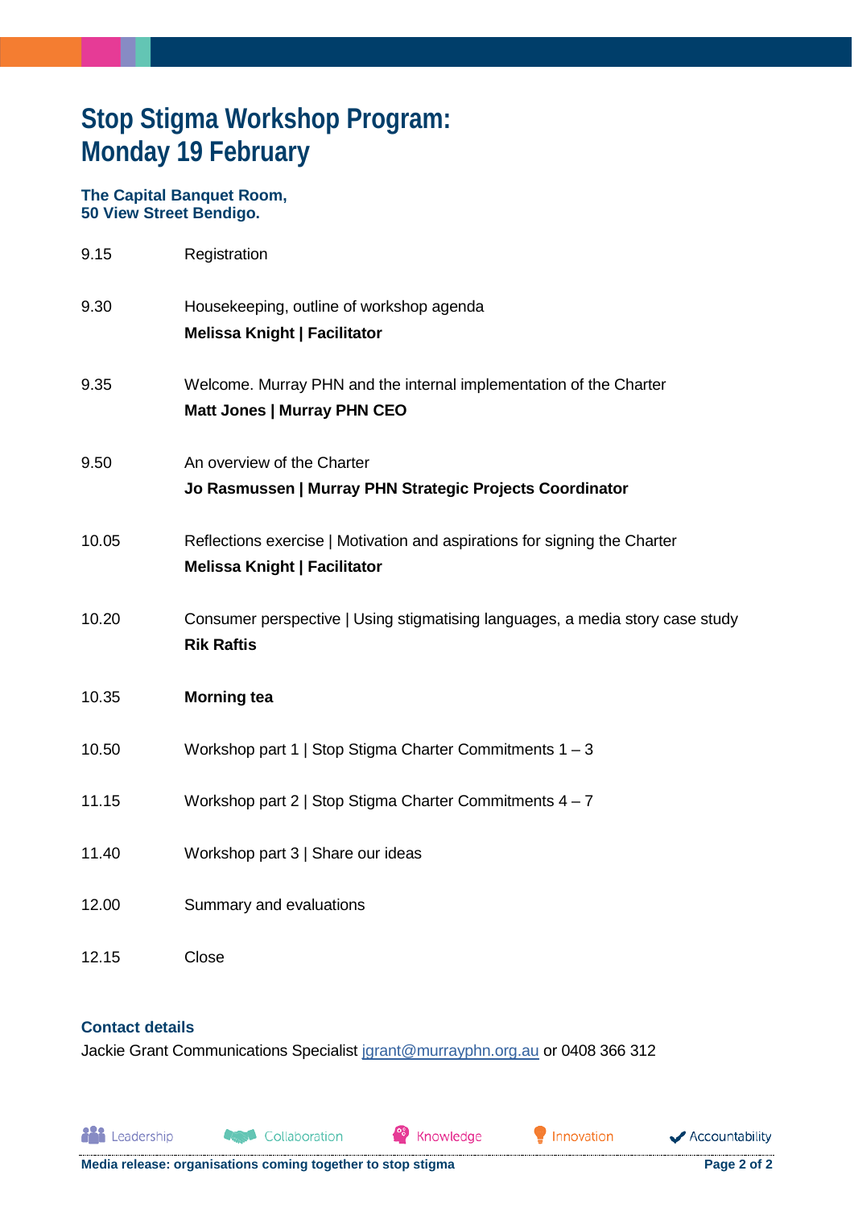# Stop Stigma Workshop Program: Monday 19 February

**The Capital Banquet Room, 50 View Street Bendigo.**

| | |
|---|---|
| 9.15 | Registration |
| 9.30 | Housekeeping, outline of workshop agenda<br>**Melissa Knight \| Facilitator** |
| 9.35 | Welcome. Murray PHN and the internal implementation of the Charter<br>**Matt Jones \| Murray PHN CEO** |
| 9.50 | An overview of the Charter<br>**Jo Rasmussen \| Murray PHN Strategic Projects Coordinator** |
| 10.05 | Reflections exercise \| Motivation and aspirations for signing the Charter<br>**Melissa Knight \| Facilitator** |
| 10.20 | Consumer perspective \| Using stigmatising languages, a media story case study<br>**Rik Raftis** |
| 10.35 | **Morning tea** |
| 10.50 | Workshop part 1 \| Stop Stigma Charter Commitments 1 – 3 |
| 11.15 | Workshop part 2 \| Stop Stigma Charter Commitments 4 – 7 |
| 11.40 | Workshop part 3 \| Share our ideas |
| 12.00 | Summary and evaluations |
| 12.15 | Close |

## Contact details

Jackie Grant Communications Specialist jgrant@murrayphn.org.au or 0408 366 312

Leadership Collaboration Knowledge Innovation Accountability

**Media release: organisations coming together to stop stigma**